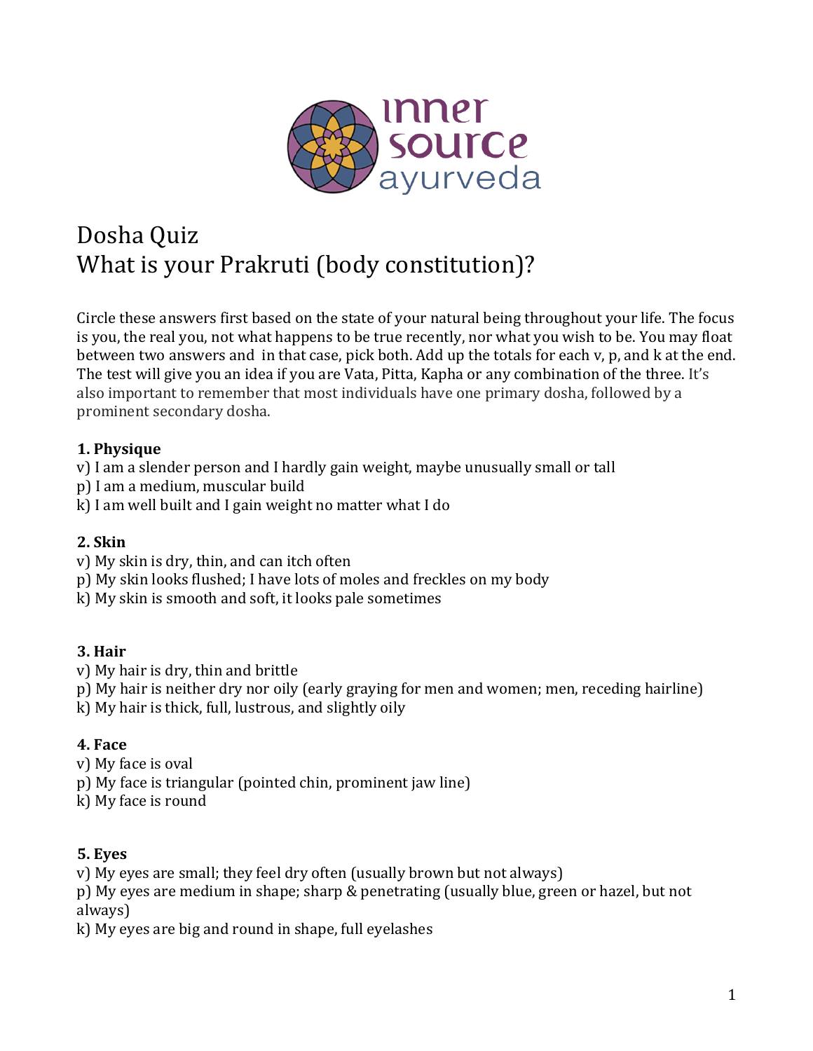inner source ayurveda

# Dosha Quiz
# What is your Prakruti (body constitution)?

Circle these answers first based on the state of your natural being throughout your life. The focus is you, the real you, not what happens to be true recently, nor what you wish to be. You may float between two answers and in that case, pick both. Add up the totals for each v, p, and k at the end. The test will give you an idea if you are Vata, Pitta, Kapha or any combination of the three. It's also important to remember that most individuals have one primary dosha, followed by a prominent secondary dosha.

**1. Physique**

v) I am a slender person and I hardly gain weight, maybe unusually small or tall
p) I am a medium, muscular build
k) I am well built and I gain weight no matter what I do

**2. Skin**

v) My skin is dry, thin, and can itch often
p) My skin looks flushed; I have lots of moles and freckles on my body
k) My skin is smooth and soft, it looks pale sometimes

**3. Hair**

v) My hair is dry, thin and brittle
p) My hair is neither dry nor oily (early graying for men and women; men, receding hairline)
k) My hair is thick, full, lustrous, and slightly oily

**4. Face**

v) My face is oval
p) My face is triangular (pointed chin, prominent jaw line)
k) My face is round

**5. Eyes**

v) My eyes are small; they feel dry often (usually brown but not always)
p) My eyes are medium in shape; sharp & penetrating (usually blue, green or hazel, but not always)
k) My eyes are big and round in shape, full eyelashes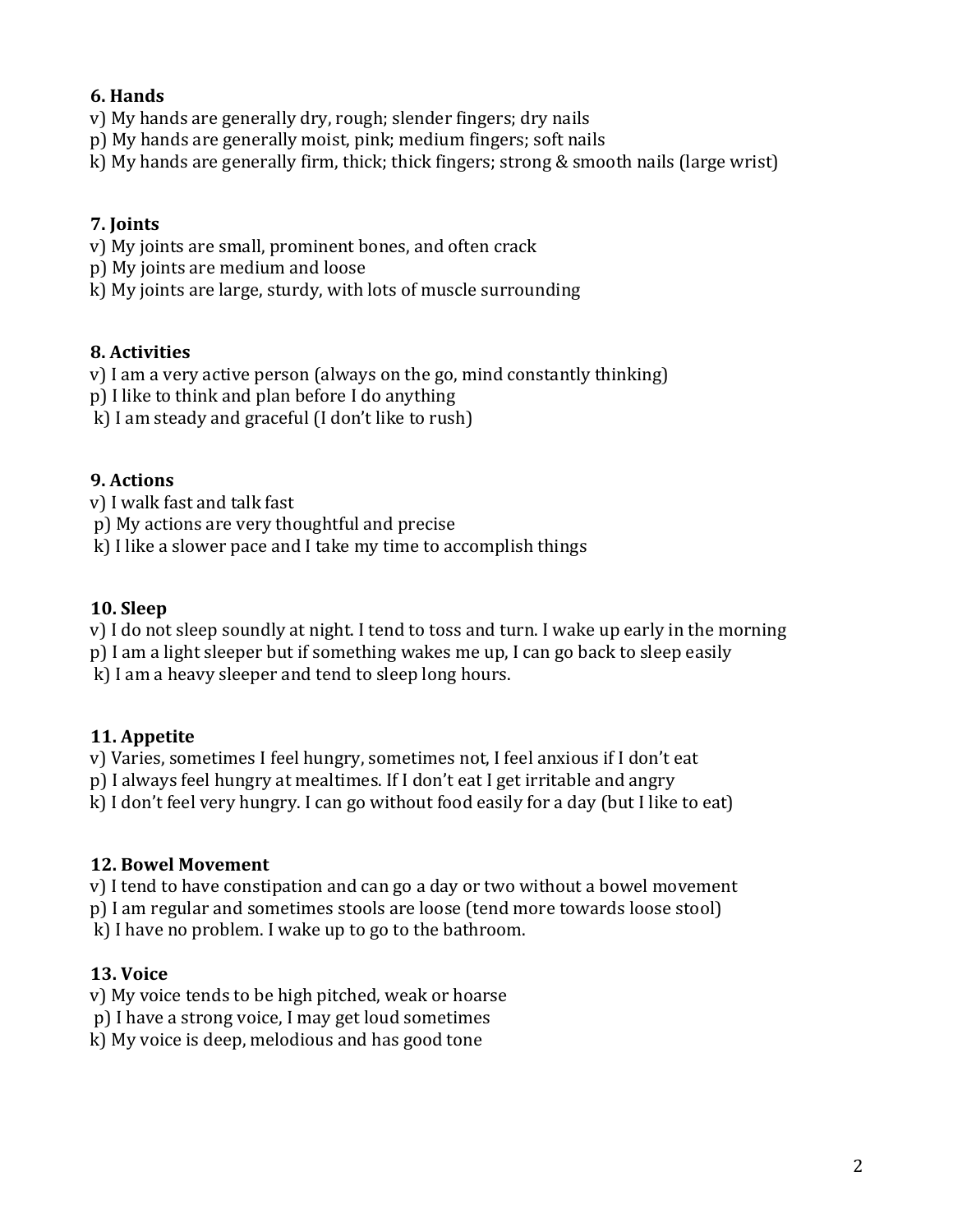**6. Hands**

v) My hands are generally dry, rough; slender fingers; dry nails
p) My hands are generally moist, pink; medium fingers; soft nails
k) My hands are generally firm, thick; thick fingers; strong & smooth nails (large wrist)

**7. Joints**

v) My joints are small, prominent bones, and often crack
p) My joints are medium and loose
k) My joints are large, sturdy, with lots of muscle surrounding

**8. Activities**

v) I am a very active person (always on the go, mind constantly thinking)
p) I like to think and plan before I do anything
k) I am steady and graceful (I don't like to rush)

**9. Actions**

v) I walk fast and talk fast
p) My actions are very thoughtful and precise
k) I like a slower pace and I take my time to accomplish things

**10. Sleep**

v) I do not sleep soundly at night. I tend to toss and turn. I wake up early in the morning
p) I am a light sleeper but if something wakes me up, I can go back to sleep easily
k) I am a heavy sleeper and tend to sleep long hours.

**11. Appetite**

v) Varies, sometimes I feel hungry, sometimes not, I feel anxious if I don't eat
p) I always feel hungry at mealtimes. If I don't eat I get irritable and angry
k) I don't feel very hungry. I can go without food easily for a day (but I like to eat)

**12. Bowel Movement**

v) I tend to have constipation and can go a day or two without a bowel movement
p) I am regular and sometimes stools are loose (tend more towards loose stool)
k) I have no problem. I wake up to go to the bathroom.

**13. Voice**

v) My voice tends to be high pitched, weak or hoarse
p) I have a strong voice, I may get loud sometimes
k) My voice is deep, melodious and has good tone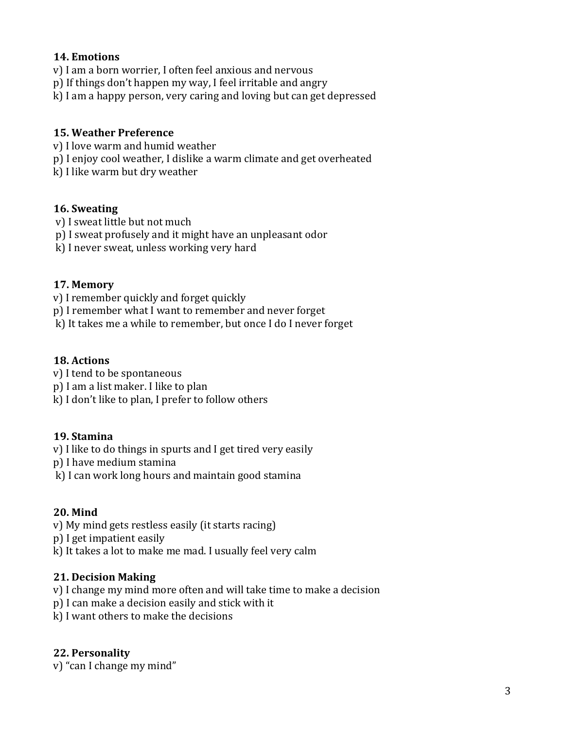**14. Emotions**

v) I am a born worrier, I often feel anxious and nervous
p) If things don't happen my way, I feel irritable and angry
k) I am a happy person, very caring and loving but can get depressed

**15. Weather Preference**

v) I love warm and humid weather
p) I enjoy cool weather, I dislike a warm climate and get overheated
k) I like warm but dry weather

**16. Sweating**

v) I sweat little but not much
p) I sweat profusely and it might have an unpleasant odor
k) I never sweat, unless working very hard

**17. Memory**

v) I remember quickly and forget quickly
p) I remember what I want to remember and never forget
k) It takes me a while to remember, but once I do I never forget

**18. Actions**

v) I tend to be spontaneous
p) I am a list maker. I like to plan
k) I don't like to plan, I prefer to follow others

**19. Stamina**

v) I like to do things in spurts and I get tired very easily
p) I have medium stamina
k) I can work long hours and maintain good stamina

**20. Mind**

v) My mind gets restless easily (it starts racing)
p) I get impatient easily
k) It takes a lot to make me mad. I usually feel very calm

**21. Decision Making**

v) I change my mind more often and will take time to make a decision
p) I can make a decision easily and stick with it
k) I want others to make the decisions

**22. Personality**

v) "can I change my mind"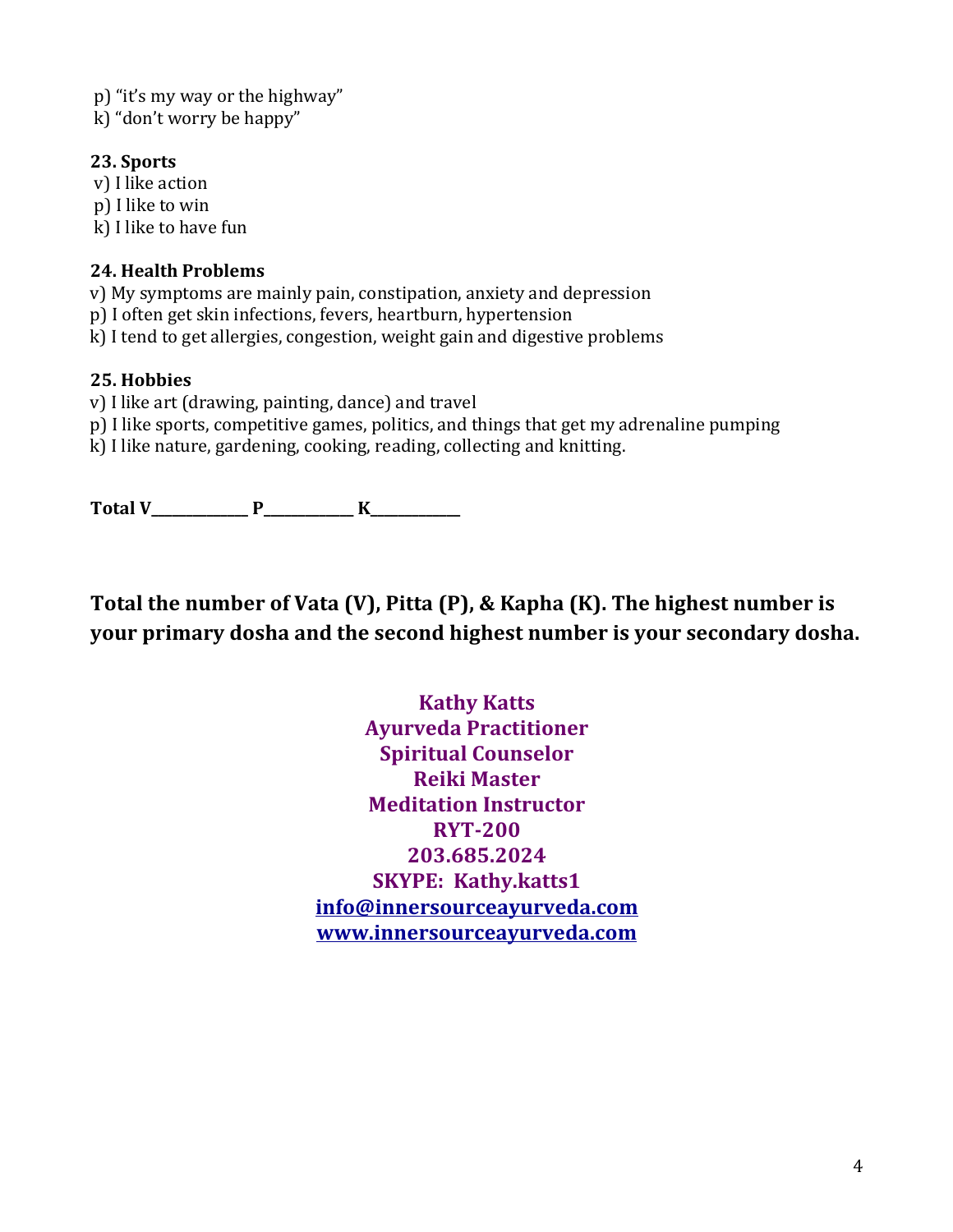p) "it's my way or the highway"
k) "don't worry be happy"

**23. Sports**
v) I like action
p) I like to win
k) I like to have fun

**24. Health Problems**
v) My symptoms are mainly pain, constipation, anxiety and depression
p) I often get skin infections, fevers, heartburn, hypertension
k) I tend to get allergies, congestion, weight gain and digestive problems

**25. Hobbies**
v) I like art (drawing, painting, dance) and travel
p) I like sports, competitive games, politics, and things that get my adrenaline pumping
k) I like nature, gardening, cooking, reading, collecting and knitting.

**Total V\_\_\_\_\_\_\_\_\_\_\_\_\_\_ P\_\_\_\_\_\_\_\_\_\_\_\_\_ K\_\_\_\_\_\_\_\_\_\_\_\_\_**

**Total the number of Vata (V), Pitta (P), & Kapha (K). The highest number is your primary dosha and the second highest number is your secondary dosha.**

**Kathy Katts**
**Ayurveda Practitioner**
**Spiritual Counselor**
**Reiki Master**
**Meditation Instructor**
**RYT-200**
**203.685.2024**
**SKYPE: Kathy.katts1**
**info@innersourceayurveda.com**
**www.innersourceayurveda.com**